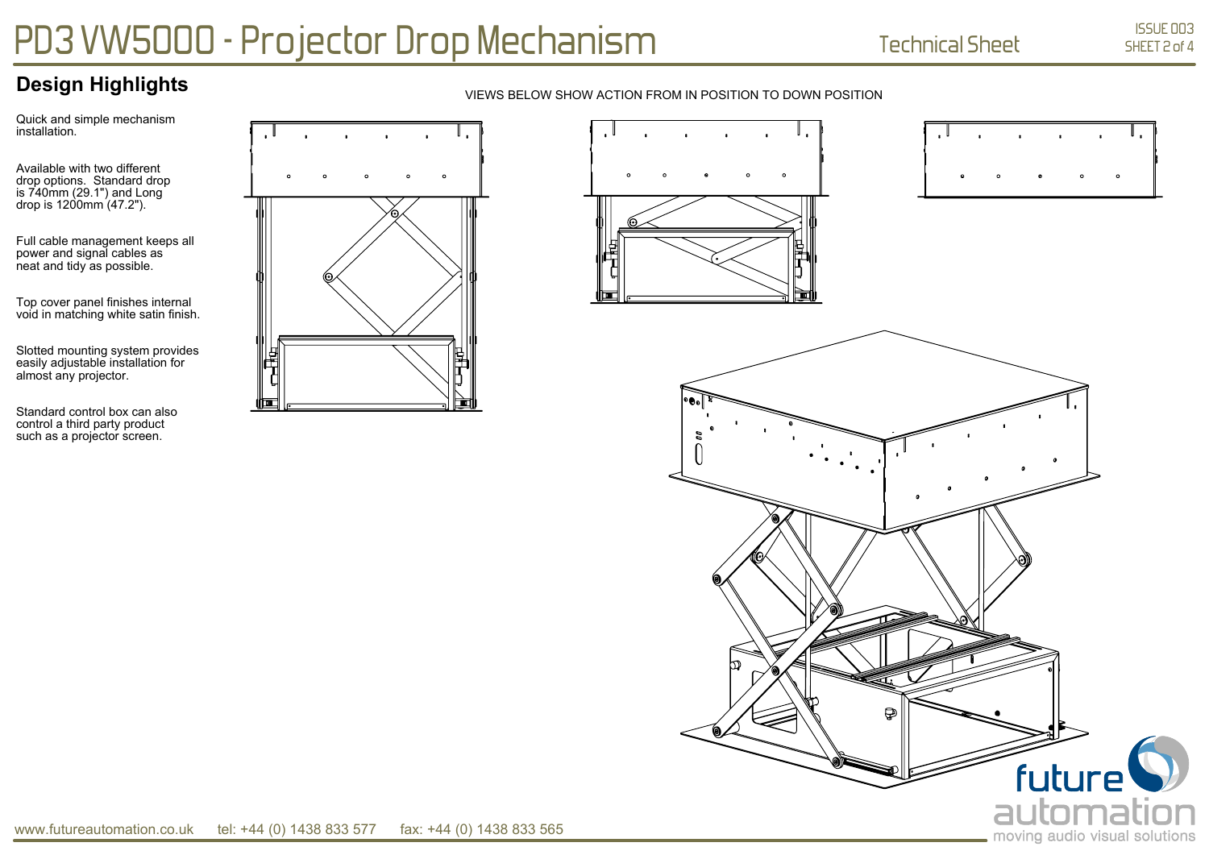# PD3 VW5000 - Projector Drop Mechanism

Technical Sheet

ISSUE 003

## Design Highlights

Quick and simple mechanism installation.

Available with two different drop options. Standard drop is 740mm (29.1") and Long drop is 1200mm (47.2").

Full cable management keeps all power and signal cables as neat and tidy as possible.

Top cover panel finishes internal void in matching white satin finish.

Slotted mounting system provides easily adjustable installation for almost any projector.

Standard control box can also control a third party product such as a projector screen.

VIEWS BELOW SHOW ACTION FROM IN POSITION TO DOWN POSITION

www.futureautomation.co.uk tel: +44 (0) 1438 833 577 fax: +44 (0) 1438 833 565

future automation
moving audio visual solutions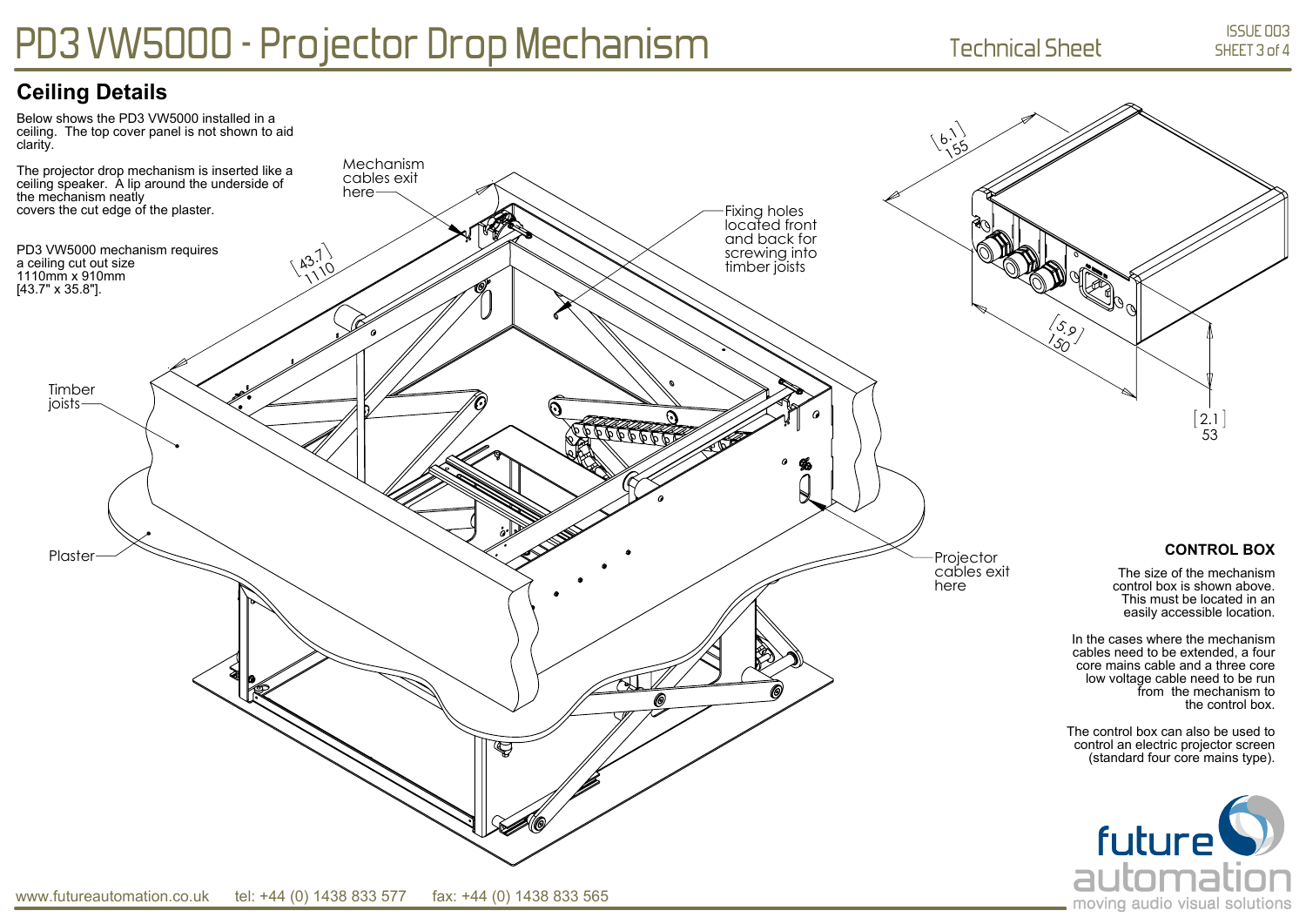# PD3 VW5000 - Projector Drop Mechanism

Technical Sheet

ISSUE 003

## Ceiling Details

Below shows the PD3 VW5000 installed in a ceiling. The top cover panel is not shown to aid clarity.

The projector drop mechanism is inserted like a ceiling speaker. A lip around the underside of the mechanism neatly covers the cut edge of the plaster.

PD3 VW5000 mechanism requires a ceiling cut out size 1110mm x 910mm [43.7" x 35.8"].

Mechanism cables exit here

Fixing holes located front and back for screwing into timber joists

Timber joists

Plaster

Projector cables exit here

[43.7] 1110

[6.1] 155

[5.9] 150

[2.1] 53

**CONTROL BOX**

The size of the mechanism control box is shown above. This must be located in an easily accessible location.

In the cases where the mechanism cables need to be extended, a four core mains cable and a three core low voltage cable need to be run from the mechanism to the control box.

The control box can also be used to control an electric projector screen (standard four core mains type).

future automation
moving audio visual solutions

www.futureautomation.co.uk tel: +44 (0) 1438 833 577 fax: +44 (0) 1438 833 565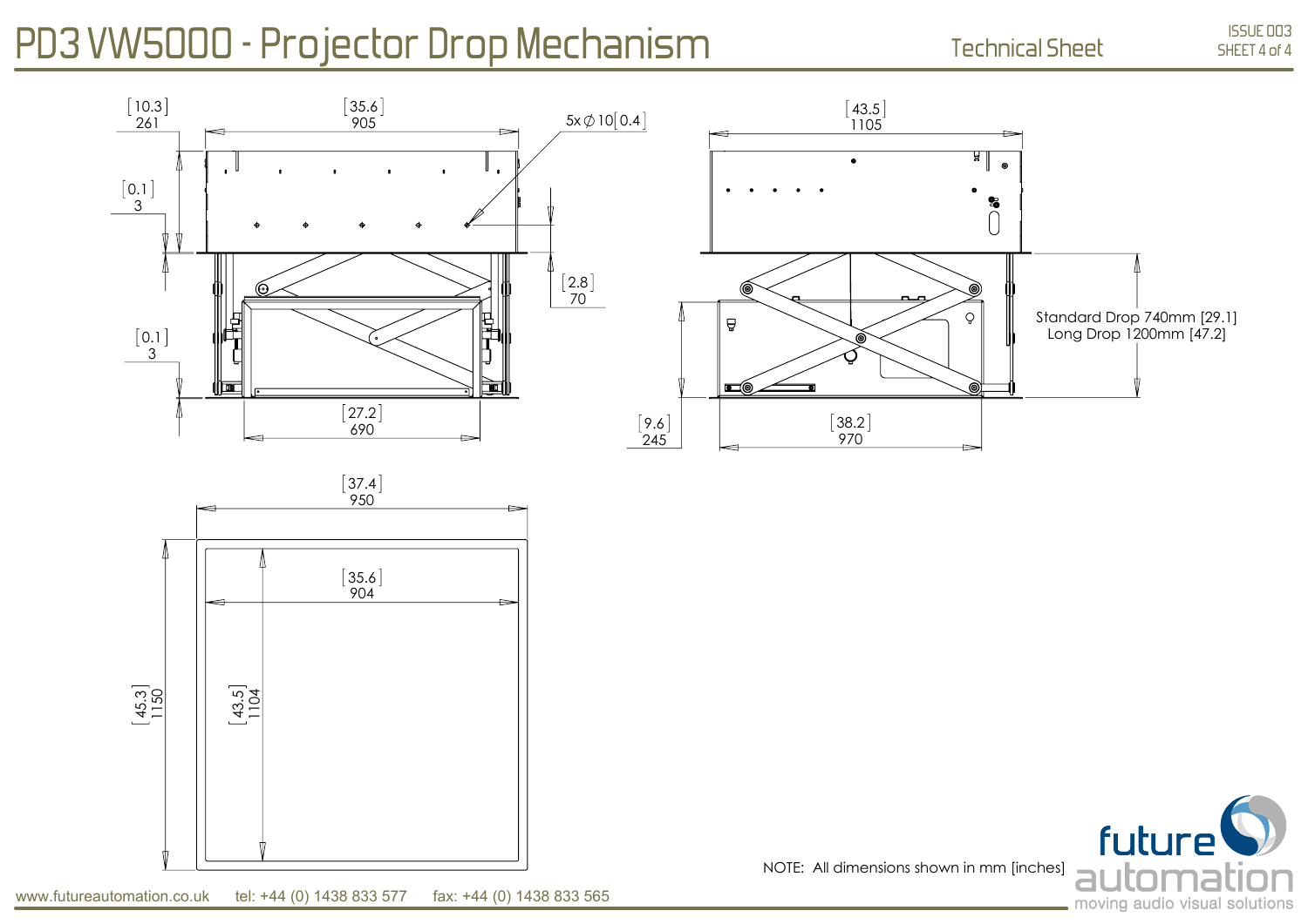# PD3 VW5000 - Projector Drop Mechanism

Technical Sheet

ISSUE 003
SHEET 4 of 4

[10.3]
261

[35.6]
905

5x ∅ 10 [0.4]

[0.1]
3

[2.8]
70

[0.1]
3

[27.2]
690

[43.5]
1105

Standard Drop 740mm [29.1]
Long Drop 1200mm [47.2]

[9.6]
245

[38.2]
970

[37.4]
950

[35.6]
904

[45.3]
1150

[43.5]
1104

NOTE: All dimensions shown in mm [inches]

future automation
moving audio visual solutions

www.futureautomation.co.uk tel: +44 (0) 1438 833 577 fax: +44 (0) 1438 833 565